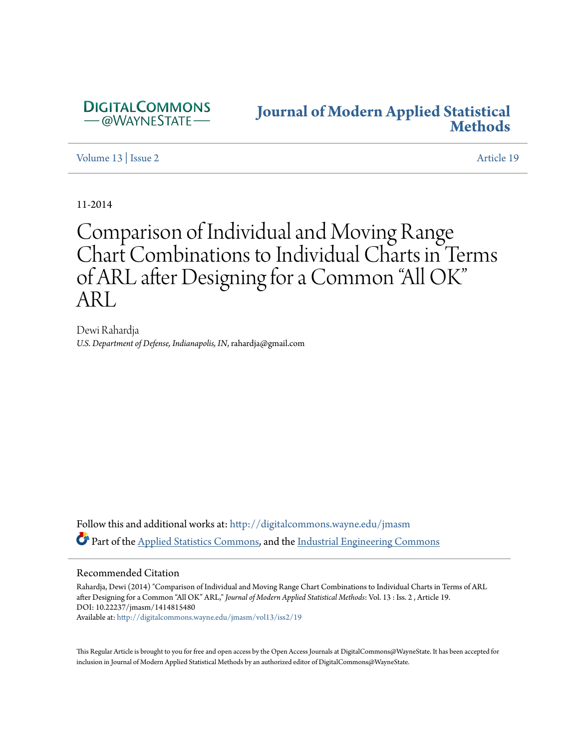DIGITALCOMMONS
— @WAYNESTATE —

**Journal of Modern Applied Statistical Methods**

Volume 13 | Issue 2 — Article 19

11-2014

# Comparison of Individual and Moving Range Chart Combinations to Individual Charts in Terms of ARL after Designing for a Common "All OK" ARL

Dewi Rahardja
*U.S. Department of Defense, Indianapolis, IN*, rahardja@gmail.com

Follow this and additional works at: http://digitalcommons.wayne.edu/jmasm

Part of the Applied Statistics Commons, and the Industrial Engineering Commons

## Recommended Citation

Rahardja, Dewi (2014) "Comparison of Individual and Moving Range Chart Combinations to Individual Charts in Terms of ARL after Designing for a Common "All OK" ARL," *Journal of Modern Applied Statistical Methods*: Vol. 13 : Iss. 2 , Article 19.
DOI: 10.22237/jmasm/1414815480
Available at: http://digitalcommons.wayne.edu/jmasm/vol13/iss2/19

This Regular Article is brought to you for free and open access by the Open Access Journals at DigitalCommons@WayneState. It has been accepted for inclusion in Journal of Modern Applied Statistical Methods by an authorized editor of DigitalCommons@WayneState.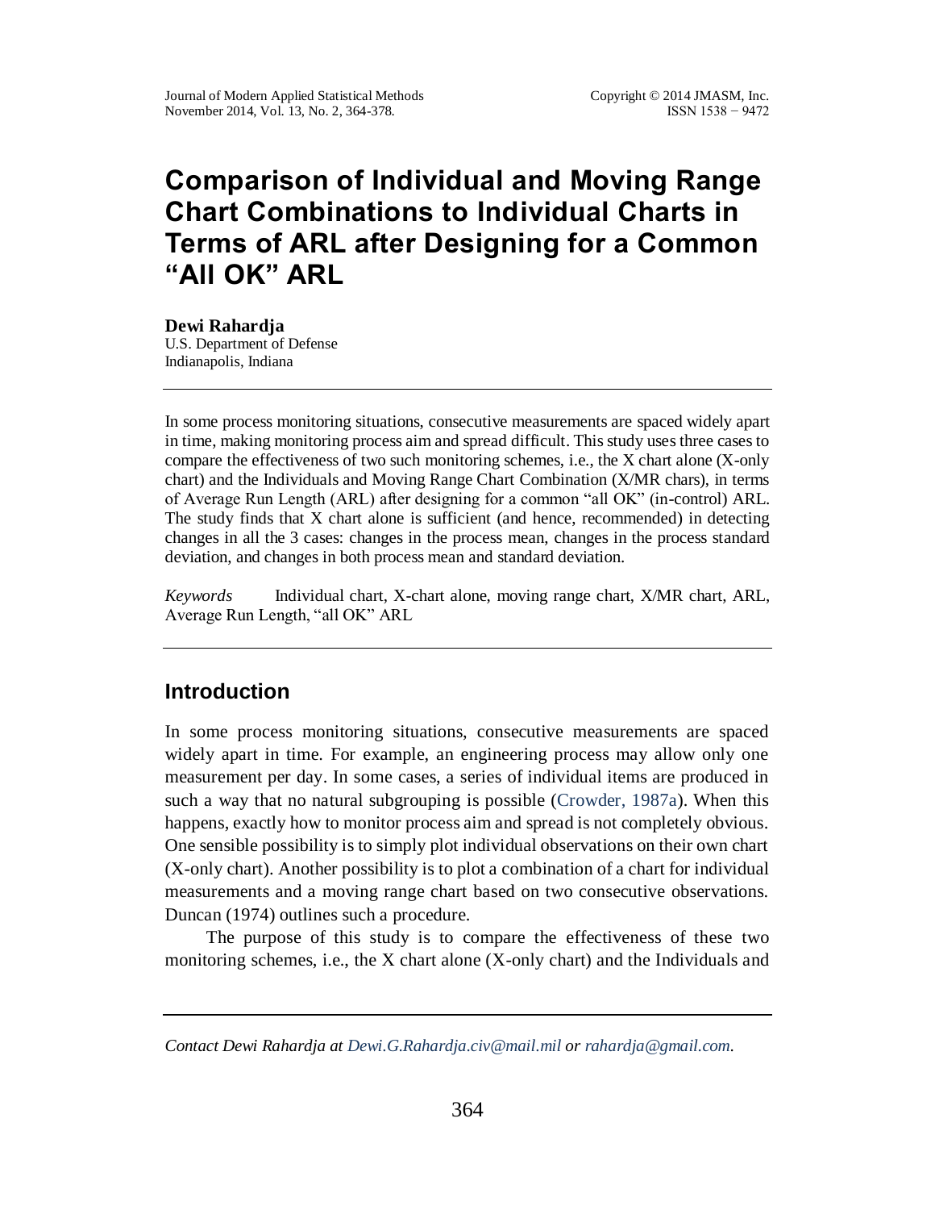# Comparison of Individual and Moving Range Chart Combinations to Individual Charts in Terms of ARL after Designing for a Common "All OK" ARL

**Dewi Rahardja**
U.S. Department of Defense
Indianapolis, Indiana

In some process monitoring situations, consecutive measurements are spaced widely apart in time, making monitoring process aim and spread difficult. This study uses three cases to compare the effectiveness of two such monitoring schemes, i.e., the X chart alone (X-only chart) and the Individuals and Moving Range Chart Combination (X/MR chars), in terms of Average Run Length (ARL) after designing for a common "all OK" (in-control) ARL. The study finds that X chart alone is sufficient (and hence, recommended) in detecting changes in all the 3 cases: changes in the process mean, changes in the process standard deviation, and changes in both process mean and standard deviation.

*Keywords* Individual chart, X-chart alone, moving range chart, X/MR chart, ARL, Average Run Length, "all OK" ARL

## Introduction

In some process monitoring situations, consecutive measurements are spaced widely apart in time. For example, an engineering process may allow only one measurement per day. In some cases, a series of individual items are produced in such a way that no natural subgrouping is possible (Crowder, 1987a). When this happens, exactly how to monitor process aim and spread is not completely obvious. One sensible possibility is to simply plot individual observations on their own chart (X-only chart). Another possibility is to plot a combination of a chart for individual measurements and a moving range chart based on two consecutive observations. Duncan (1974) outlines such a procedure.

The purpose of this study is to compare the effectiveness of these two monitoring schemes, i.e., the X chart alone (X-only chart) and the Individuals and

*Contact Dewi Rahardja at Dewi.G.Rahardja.civ@mail.mil or rahardja@gmail.com.*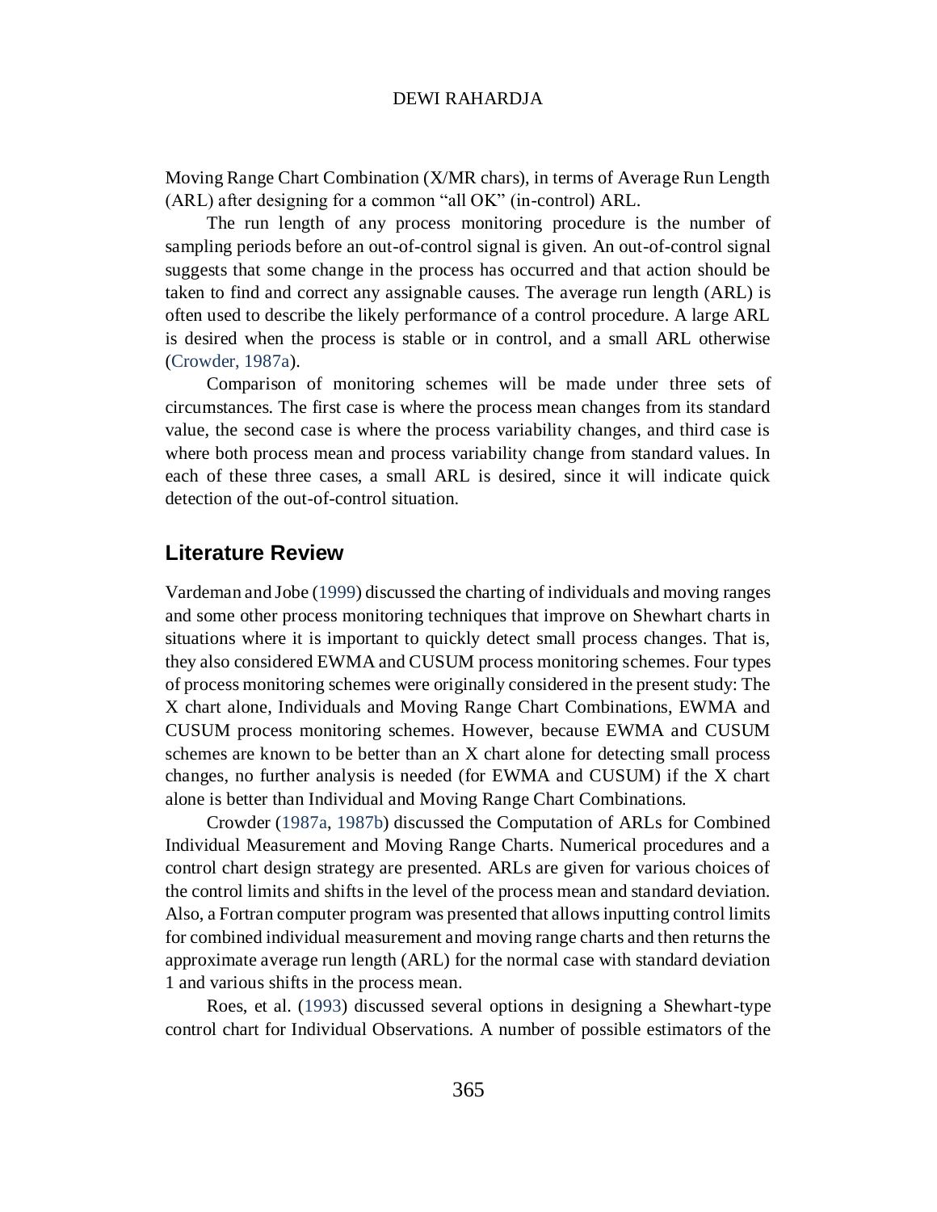Moving Range Chart Combination (X/MR chars), in terms of Average Run Length (ARL) after designing for a common "all OK" (in-control) ARL.

The run length of any process monitoring procedure is the number of sampling periods before an out-of-control signal is given. An out-of-control signal suggests that some change in the process has occurred and that action should be taken to find and correct any assignable causes. The average run length (ARL) is often used to describe the likely performance of a control procedure. A large ARL is desired when the process is stable or in control, and a small ARL otherwise (Crowder, 1987a).

Comparison of monitoring schemes will be made under three sets of circumstances. The first case is where the process mean changes from its standard value, the second case is where the process variability changes, and third case is where both process mean and process variability change from standard values. In each of these three cases, a small ARL is desired, since it will indicate quick detection of the out-of-control situation.

## Literature Review

Vardeman and Jobe (1999) discussed the charting of individuals and moving ranges and some other process monitoring techniques that improve on Shewhart charts in situations where it is important to quickly detect small process changes. That is, they also considered EWMA and CUSUM process monitoring schemes. Four types of process monitoring schemes were originally considered in the present study: The X chart alone, Individuals and Moving Range Chart Combinations, EWMA and CUSUM process monitoring schemes. However, because EWMA and CUSUM schemes are known to be better than an X chart alone for detecting small process changes, no further analysis is needed (for EWMA and CUSUM) if the X chart alone is better than Individual and Moving Range Chart Combinations.

Crowder (1987a, 1987b) discussed the Computation of ARLs for Combined Individual Measurement and Moving Range Charts. Numerical procedures and a control chart design strategy are presented. ARLs are given for various choices of the control limits and shifts in the level of the process mean and standard deviation. Also, a Fortran computer program was presented that allows inputting control limits for combined individual measurement and moving range charts and then returns the approximate average run length (ARL) for the normal case with standard deviation 1 and various shifts in the process mean.

Roes, et al. (1993) discussed several options in designing a Shewhart-type control chart for Individual Observations. A number of possible estimators of the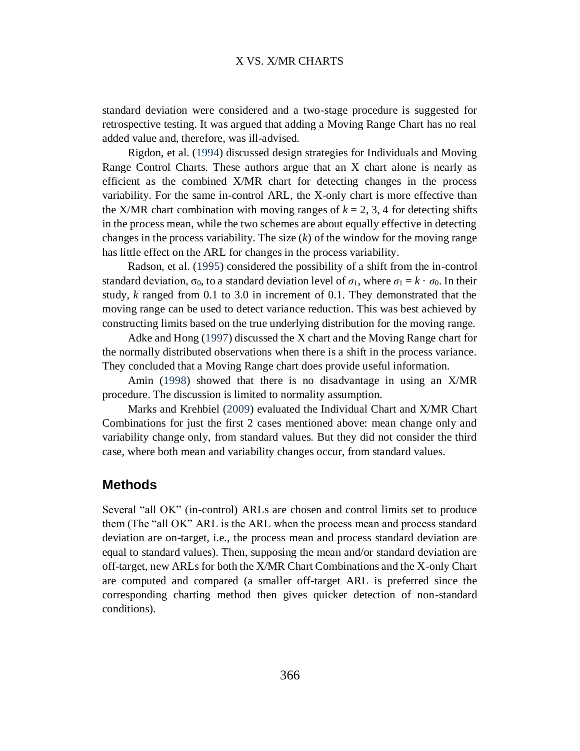standard deviation were considered and a two-stage procedure is suggested for retrospective testing. It was argued that adding a Moving Range Chart has no real added value and, therefore, was ill-advised.

Rigdon, et al. (1994) discussed design strategies for Individuals and Moving Range Control Charts. These authors argue that an X chart alone is nearly as efficient as the combined X/MR chart for detecting changes in the process variability. For the same in-control ARL, the X-only chart is more effective than the X/MR chart combination with moving ranges of $k = 2, 3, 4$ for detecting shifts in the process mean, while the two schemes are about equally effective in detecting changes in the process variability. The size ($k$) of the window for the moving range has little effect on the ARL for changes in the process variability.

Radson, et al. (1995) considered the possibility of a shift from the in-control standard deviation, $\sigma_0$, to a standard deviation level of $\sigma_1$, where $\sigma_1 = k \cdot \sigma_0$. In their study, $k$ ranged from 0.1 to 3.0 in increment of 0.1. They demonstrated that the moving range can be used to detect variance reduction. This was best achieved by constructing limits based on the true underlying distribution for the moving range.

Adke and Hong (1997) discussed the X chart and the Moving Range chart for the normally distributed observations when there is a shift in the process variance. They concluded that a Moving Range chart does provide useful information.

Amin (1998) showed that there is no disadvantage in using an X/MR procedure. The discussion is limited to normality assumption.

Marks and Krehbiel (2009) evaluated the Individual Chart and X/MR Chart Combinations for just the first 2 cases mentioned above: mean change only and variability change only, from standard values. But they did not consider the third case, where both mean and variability changes occur, from standard values.

## Methods

Several "all OK" (in-control) ARLs are chosen and control limits set to produce them (The "all OK" ARL is the ARL when the process mean and process standard deviation are on-target, i.e., the process mean and process standard deviation are equal to standard values). Then, supposing the mean and/or standard deviation are off-target, new ARLs for both the X/MR Chart Combinations and the X-only Chart are computed and compared (a smaller off-target ARL is preferred since the corresponding charting method then gives quicker detection of non-standard conditions).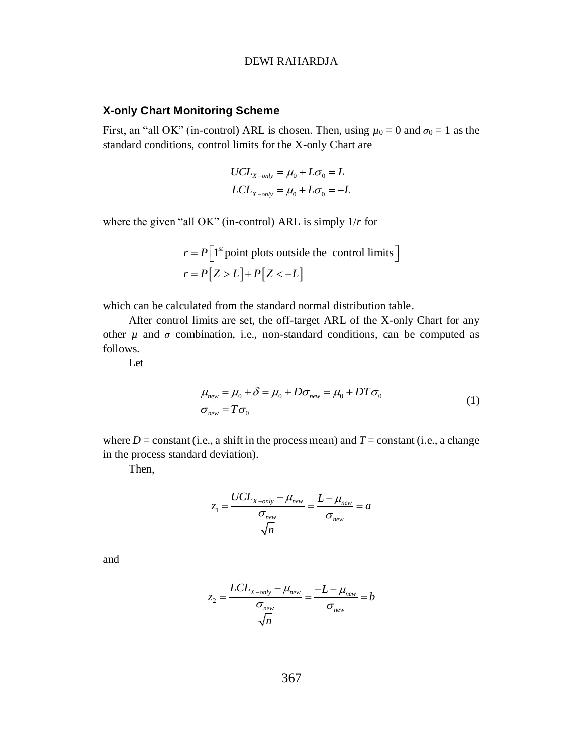### X-only Chart Monitoring Scheme

First, an "all OK" (in-control) ARL is chosen. Then, using $\mu_0 = 0$ and $\sigma_0 = 1$ as the standard conditions, control limits for the X-only Chart are

$$UCL_{X-only} = \mu_0 + L\sigma_0 = L$$
$$LCL_{X-only} = \mu_0 + L\sigma_0 = -L$$

where the given "all OK" (in-control) ARL is simply $1/r$ for

$$r = P\left[1^{st} \text{ point plots outside the control limits}\right]$$
$$r = P\left[Z > L\right] + P\left[Z < -L\right]$$

which can be calculated from the standard normal distribution table.

After control limits are set, the off-target ARL of the X-only Chart for any other $\mu$ and $\sigma$ combination, i.e., non-standard conditions, can be computed as follows.

Let

$$\mu_{new} = \mu_0 + \delta = \mu_0 + D\sigma_{new} = \mu_0 + DT\sigma_0$$
$$\sigma_{new} = T\sigma_0 \tag{1}$$

where $D$ = constant (i.e., a shift in the process mean) and $T$ = constant (i.e., a change in the process standard deviation).

Then,

$$z_1 = \frac{UCL_{X-only} - \mu_{new}}{\frac{\sigma_{new}}{\sqrt{n}}} = \frac{L - \mu_{new}}{\sigma_{new}} = a$$

and

$$z_2 = \frac{LCL_{X-only} - \mu_{new}}{\frac{\sigma_{new}}{\sqrt{n}}} = \frac{-L - \mu_{new}}{\sigma_{new}} = b$$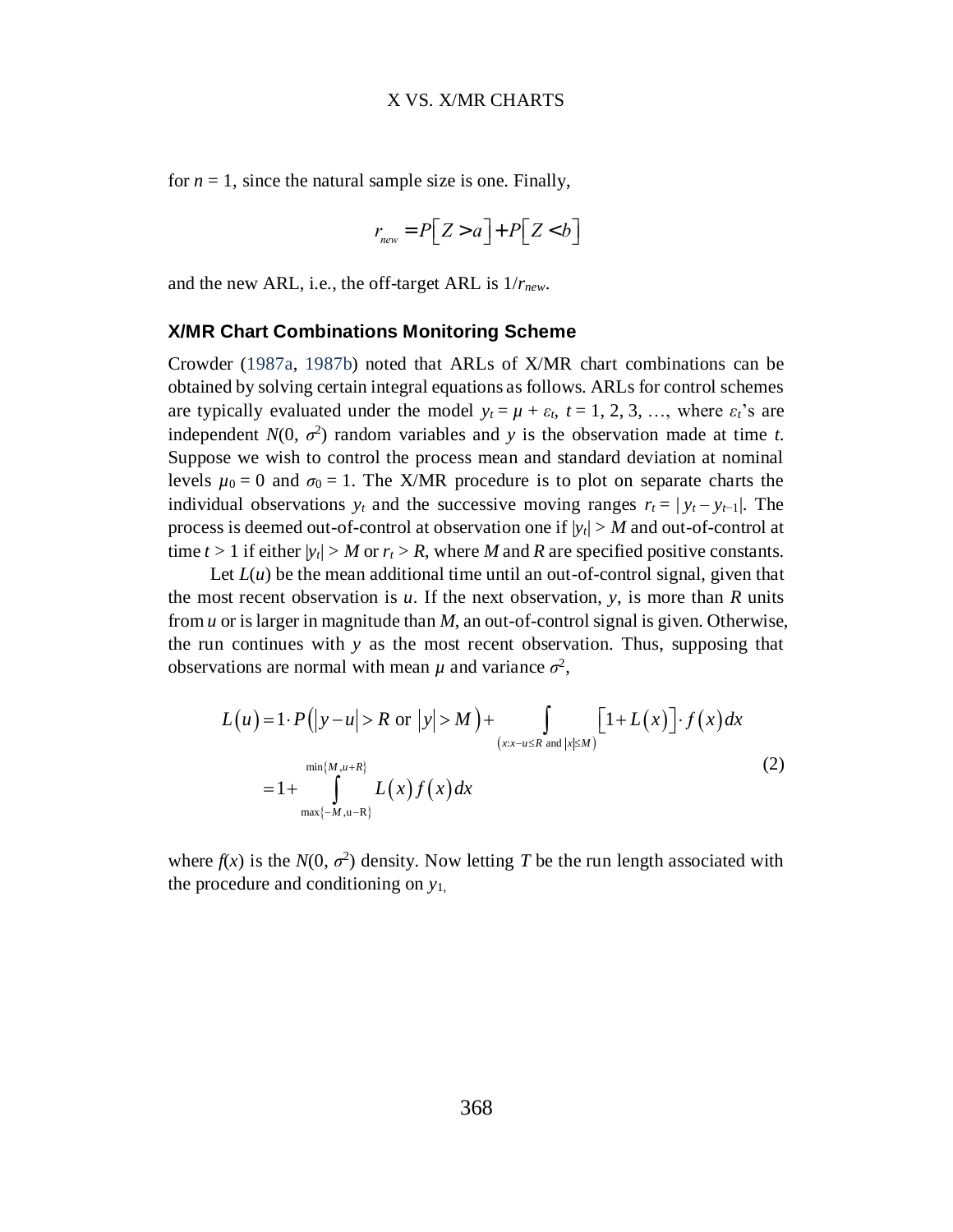for $n = 1$, since the natural sample size is one. Finally,

$$r_{new} = P\left[Z > a\right] + P\left[Z < b\right]$$

and the new ARL, i.e., the off-target ARL is $1/r_{new}$.

### X/MR Chart Combinations Monitoring Scheme

Crowder (1987a, 1987b) noted that ARLs of X/MR chart combinations can be obtained by solving certain integral equations as follows. ARLs for control schemes are typically evaluated under the model $y_t = \mu + \varepsilon_t$, $t = 1, 2, 3, \ldots$, where $\varepsilon_t$'s are independent $N(0, \sigma^2)$ random variables and $y$ is the observation made at time $t$. Suppose we wish to control the process mean and standard deviation at nominal levels $\mu_0 = 0$ and $\sigma_0 = 1$. The X/MR procedure is to plot on separate charts the individual observations $y_t$ and the successive moving ranges $r_t = |y_t - y_{t-1}|$. The process is deemed out-of-control at observation one if $|y_t| > M$ and out-of-control at time $t > 1$ if either $|y_t| > M$ or $r_t > R$, where $M$ and $R$ are specified positive constants.

Let $L(u)$ be the mean additional time until an out-of-control signal, given that the most recent observation is $u$. If the next observation, $y$, is more than $R$ units from $u$ or is larger in magnitude than $M$, an out-of-control signal is given. Otherwise, the run continues with $y$ as the most recent observation. Thus, supposing that observations are normal with mean $\mu$ and variance $\sigma^2$,

$$\begin{aligned} L(u) &= 1 \cdot P\left(\left|y-u\right| > R \text{ or } \left|y\right| > M\right) + \int\limits_{\left(x: x-u \leq R \text{ and } |x| \leq M\right)} \left[1 + L(x)\right] \cdot f(x)\,dx \\ &= 1 + \int\limits_{\max\{-M, u-R\}}^{\min\{M, u+R\}} L(x) f(x)\,dx \end{aligned} \tag{2}$$

where $f(x)$ is the $N(0, \sigma^2)$ density. Now letting $T$ be the run length associated with the procedure and conditioning on $y_1$,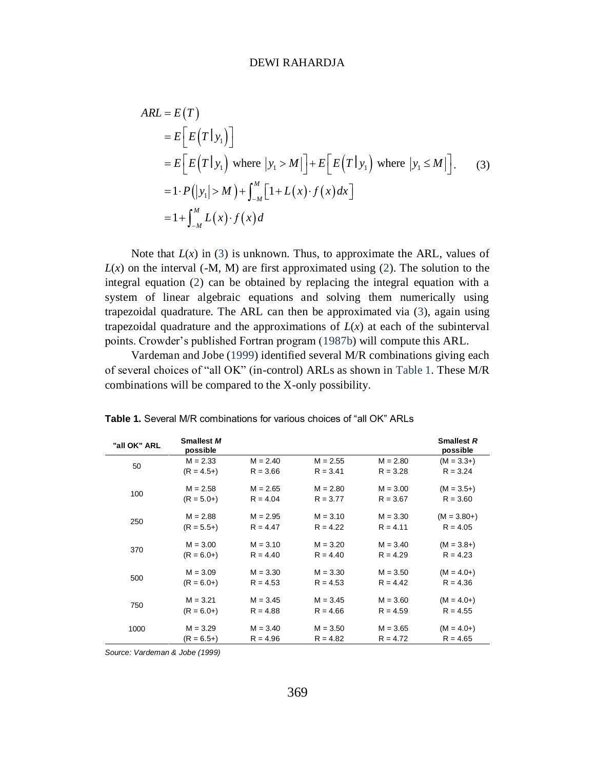$$
\begin{aligned}
ARL &= E(T) \\
&= E\left[E\left(T \middle| y_1\right)\right] \\
&= E\left[E\left(T \middle| y_1\right) \text{ where } |y_1 > M|\right] + E\left[E\left(T \middle| y_1\right) \text{ where } |y_1 \leq M|\right]. \qquad (3) \\
&= 1 \cdot P\left(|y_1| > M\right) + \int_{-M}^{M}\left[1 + L(x) \cdot f(x)\, dx\right] \\
&= 1 + \int_{-M}^{M} L(x) \cdot f(x)\, d
\end{aligned}
$$

Note that $L(x)$ in (3) is unknown. Thus, to approximate the ARL, values of $L(x)$ on the interval (-M, M) are first approximated using (2). The solution to the integral equation (2) can be obtained by replacing the integral equation with a system of linear algebraic equations and solving them numerically using trapezoidal quadrature. The ARL can then be approximated via (3), again using trapezoidal quadrature and the approximations of $L(x)$ at each of the subinterval points. Crowder's published Fortran program (1987b) will compute this ARL.

Vardeman and Jobe (1999) identified several M/R combinations giving each of several choices of "all OK" (in-control) ARLs as shown in Table 1. These M/R combinations will be compared to the X-only possibility.

**Table 1.** Several M/R combinations for various choices of "all OK" ARLs

| "all OK" ARL | Smallest *M* possible | | | | Smallest *R* possible |
|---|---|---|---|---|---|
| 50 | M = 2.33<br>(R = 4.5+) | M = 2.40<br>R = 3.66 | M = 2.55<br>R = 3.41 | M = 2.80<br>R = 3.28 | (M = 3.3+)<br>R = 3.24 |
| 100 | M = 2.58<br>(R = 5.0+) | M = 2.65<br>R = 4.04 | M = 2.80<br>R = 3.77 | M = 3.00<br>R = 3.67 | (M = 3.5+)<br>R = 3.60 |
| 250 | M = 2.88<br>(R = 5.5+) | M = 2.95<br>R = 4.47 | M = 3.10<br>R = 4.22 | M = 3.30<br>R = 4.11 | (M = 3.80+)<br>R = 4.05 |
| 370 | M = 3.00<br>(R = 6.0+) | M = 3.10<br>R = 4.40 | M = 3.20<br>R = 4.40 | M = 3.40<br>R = 4.29 | (M = 3.8+)<br>R = 4.23 |
| 500 | M = 3.09<br>(R = 6.0+) | M = 3.30<br>R = 4.53 | M = 3.30<br>R = 4.53 | M = 3.50<br>R = 4.42 | (M = 4.0+)<br>R = 4.36 |
| 750 | M = 3.21<br>(R = 6.0+) | M = 3.45<br>R = 4.88 | M = 3.45<br>R = 4.66 | M = 3.60<br>R = 4.59 | (M = 4.0+)<br>R = 4.55 |
| 1000 | M = 3.29<br>(R = 6.5+) | M = 3.40<br>R = 4.96 | M = 3.50<br>R = 4.82 | M = 3.65<br>R = 4.72 | (M = 4.0+)<br>R = 4.65 |

*Source: Vardeman & Jobe (1999)*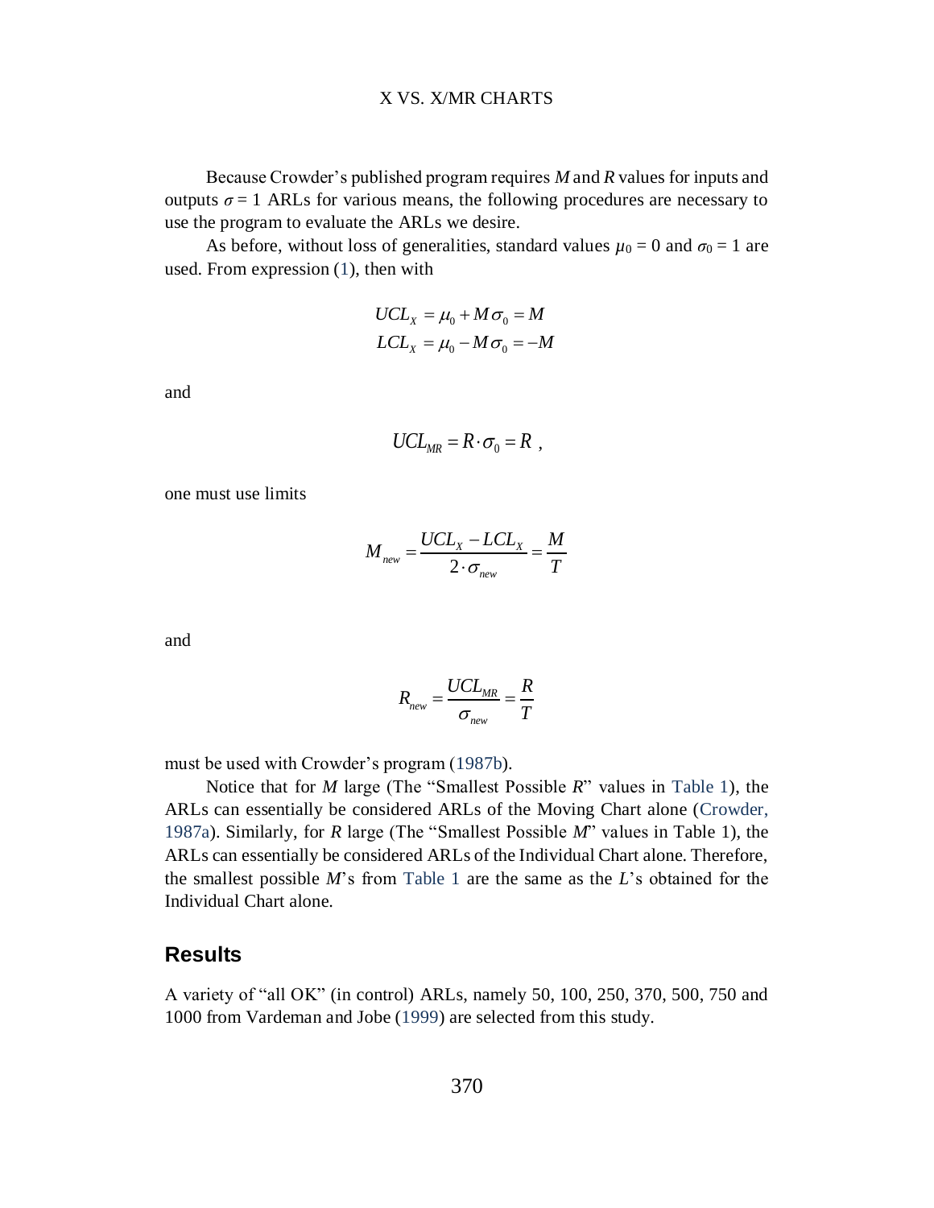Because Crowder's published program requires $M$ and $R$ values for inputs and outputs $\sigma = 1$ ARLs for various means, the following procedures are necessary to use the program to evaluate the ARLs we desire.

As before, without loss of generalities, standard values $\mu_0 = 0$ and $\sigma_0 = 1$ are used. From expression (1), then with

$$UCL_X = \mu_0 + M\sigma_0 = M$$
$$LCL_X = \mu_0 - M\sigma_0 = -M$$

and

$$UCL_{MR} = R \cdot \sigma_0 = R \ ,$$

one must use limits

$$M_{new} = \frac{UCL_X - LCL_X}{2 \cdot \sigma_{new}} = \frac{M}{T}$$

and

$$R_{new} = \frac{UCL_{MR}}{\sigma_{new}} = \frac{R}{T}$$

must be used with Crowder's program (1987b).

Notice that for $M$ large (The "Smallest Possible $R$" values in Table 1), the ARLs can essentially be considered ARLs of the Moving Chart alone (Crowder, 1987a). Similarly, for $R$ large (The "Smallest Possible $M$" values in Table 1), the ARLs can essentially be considered ARLs of the Individual Chart alone. Therefore, the smallest possible $M$'s from Table 1 are the same as the $L$'s obtained for the Individual Chart alone.

## Results

A variety of "all OK" (in control) ARLs, namely 50, 100, 250, 370, 500, 750 and 1000 from Vardeman and Jobe (1999) are selected from this study.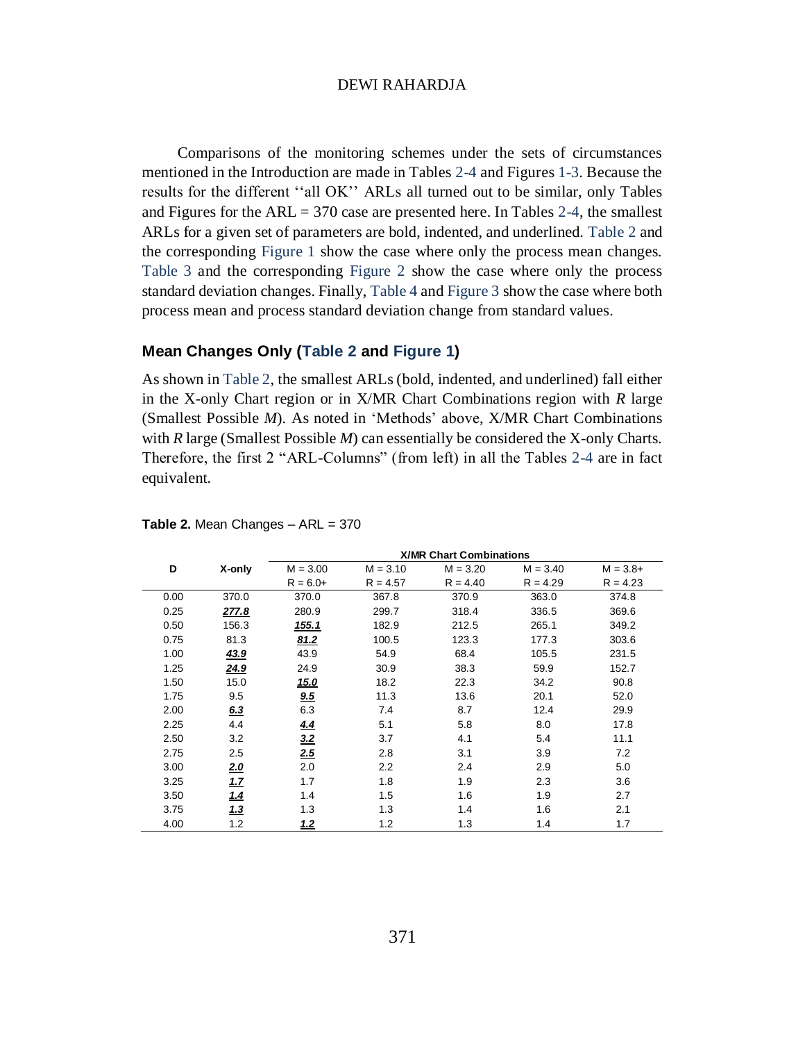Comparisons of the monitoring schemes under the sets of circumstances mentioned in the Introduction are made in Tables 2-4 and Figures 1-3. Because the results for the different ''all OK'' ARLs all turned out to be similar, only Tables and Figures for the ARL = 370 case are presented here. In Tables 2-4, the smallest ARLs for a given set of parameters are bold, indented, and underlined. Table 2 and the corresponding Figure 1 show the case where only the process mean changes. Table 3 and the corresponding Figure 2 show the case where only the process standard deviation changes. Finally, Table 4 and Figure 3 show the case where both process mean and process standard deviation change from standard values.

## Mean Changes Only (Table 2 and Figure 1)

As shown in Table 2, the smallest ARLs (bold, indented, and underlined) fall either in the X-only Chart region or in X/MR Chart Combinations region with *R* large (Smallest Possible *M*). As noted in 'Methods' above, X/MR Chart Combinations with *R* large (Smallest Possible *M*) can essentially be considered the X-only Charts. Therefore, the first 2 "ARL-Columns" (from left) in all the Tables 2-4 are in fact equivalent.

**Table 2.** Mean Changes – ARL = 370

| D | X-only | X/MR Chart Combinations | | | | |
|---|---|---|---|---|---|---|
| | | M = 3.00 | M = 3.10 | M = 3.20 | M = 3.40 | M = 3.8+ |
| | | R = 6.0+ | R = 4.57 | R = 4.40 | R = 4.29 | R = 4.23 |
| 0.00 | 370.0 | 370.0 | 367.8 | 370.9 | 363.0 | 374.8 |
| 0.25 | ***277.8*** | 280.9 | 299.7 | 318.4 | 336.5 | 369.6 |
| 0.50 | 156.3 | ***155.1*** | 182.9 | 212.5 | 265.1 | 349.2 |
| 0.75 | 81.3 | ***81.2*** | 100.5 | 123.3 | 177.3 | 303.6 |
| 1.00 | ***43.9*** | 43.9 | 54.9 | 68.4 | 105.5 | 231.5 |
| 1.25 | ***24.9*** | 24.9 | 30.9 | 38.3 | 59.9 | 152.7 |
| 1.50 | 15.0 | ***15.0*** | 18.2 | 22.3 | 34.2 | 90.8 |
| 1.75 | 9.5 | ***9.5*** | 11.3 | 13.6 | 20.1 | 52.0 |
| 2.00 | ***6.3*** | 6.3 | 7.4 | 8.7 | 12.4 | 29.9 |
| 2.25 | 4.4 | ***4.4*** | 5.1 | 5.8 | 8.0 | 17.8 |
| 2.50 | 3.2 | ***3.2*** | 3.7 | 4.1 | 5.4 | 11.1 |
| 2.75 | 2.5 | ***2.5*** | 2.8 | 3.1 | 3.9 | 7.2 |
| 3.00 | ***2.0*** | 2.0 | 2.2 | 2.4 | 2.9 | 5.0 |
| 3.25 | ***1.7*** | 1.7 | 1.8 | 1.9 | 2.3 | 3.6 |
| 3.50 | ***1.4*** | 1.4 | 1.5 | 1.6 | 1.9 | 2.7 |
| 3.75 | ***1.3*** | 1.3 | 1.3 | 1.4 | 1.6 | 2.1 |
| 4.00 | 1.2 | ***1.2*** | 1.2 | 1.3 | 1.4 | 1.7 |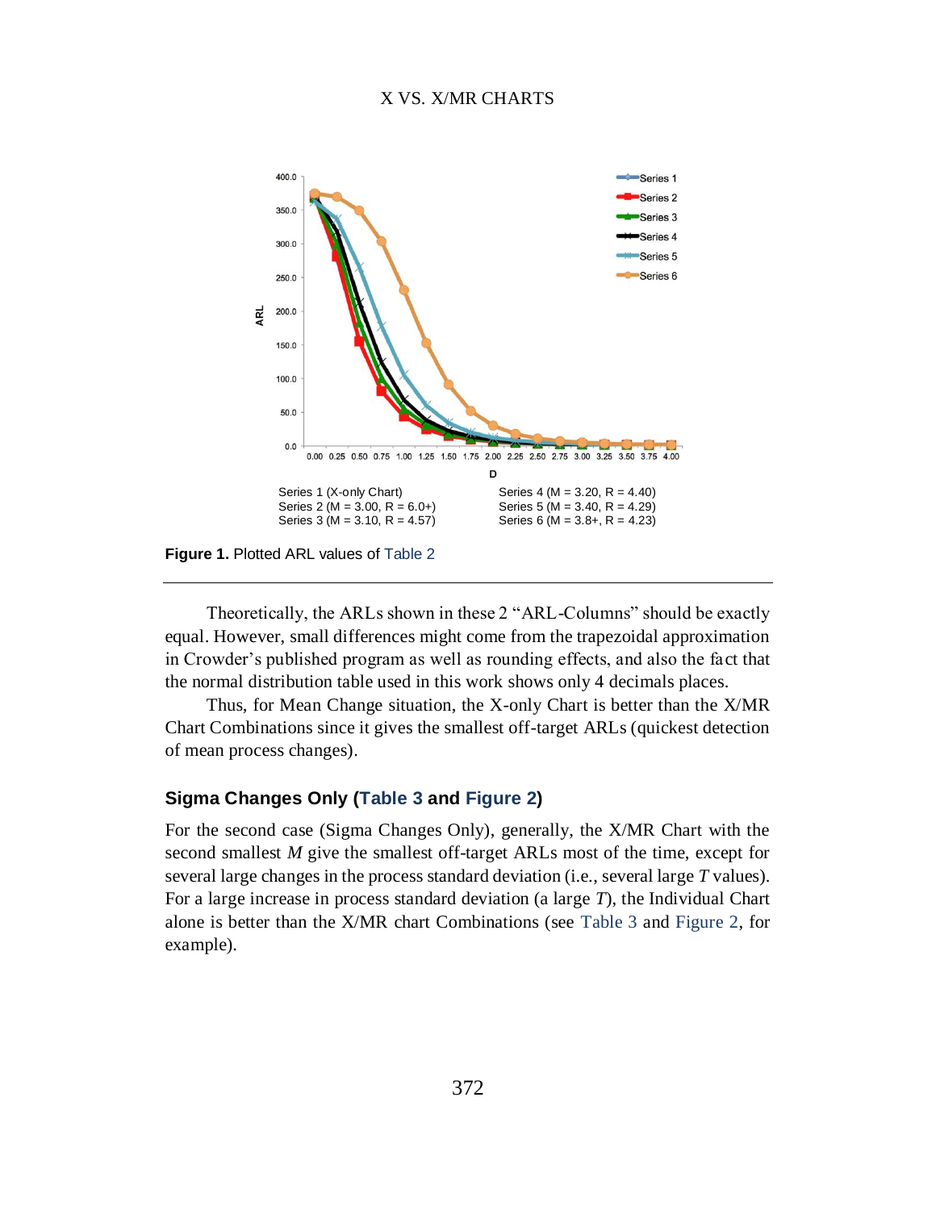Series 1 (X-only Chart)
Series 2 (M = 3.00, R = 6.0+)
Series 3 (M = 3.10, R = 4.57)
Series 4 (M = 3.20, R = 4.40)
Series 5 (M = 3.40, R = 4.29)
Series 6 (M = 3.8+, R = 4.23)

**Figure 1.** Plotted ARL values of Table 2

Theoretically, the ARLs shown in these 2 "ARL-Columns" should be exactly equal. However, small differences might come from the trapezoidal approximation in Crowder's published program as well as rounding effects, and also the fact that the normal distribution table used in this work shows only 4 decimals places.

Thus, for Mean Change situation, the X-only Chart is better than the X/MR Chart Combinations since it gives the smallest off-target ARLs (quickest detection of mean process changes).

### Sigma Changes Only (Table 3 and Figure 2)

For the second case (Sigma Changes Only), generally, the X/MR Chart with the second smallest *M* give the smallest off-target ARLs most of the time, except for several large changes in the process standard deviation (i.e., several large *T* values). For a large increase in process standard deviation (a large *T*), the Individual Chart alone is better than the X/MR chart Combinations (see Table 3 and Figure 2, for example).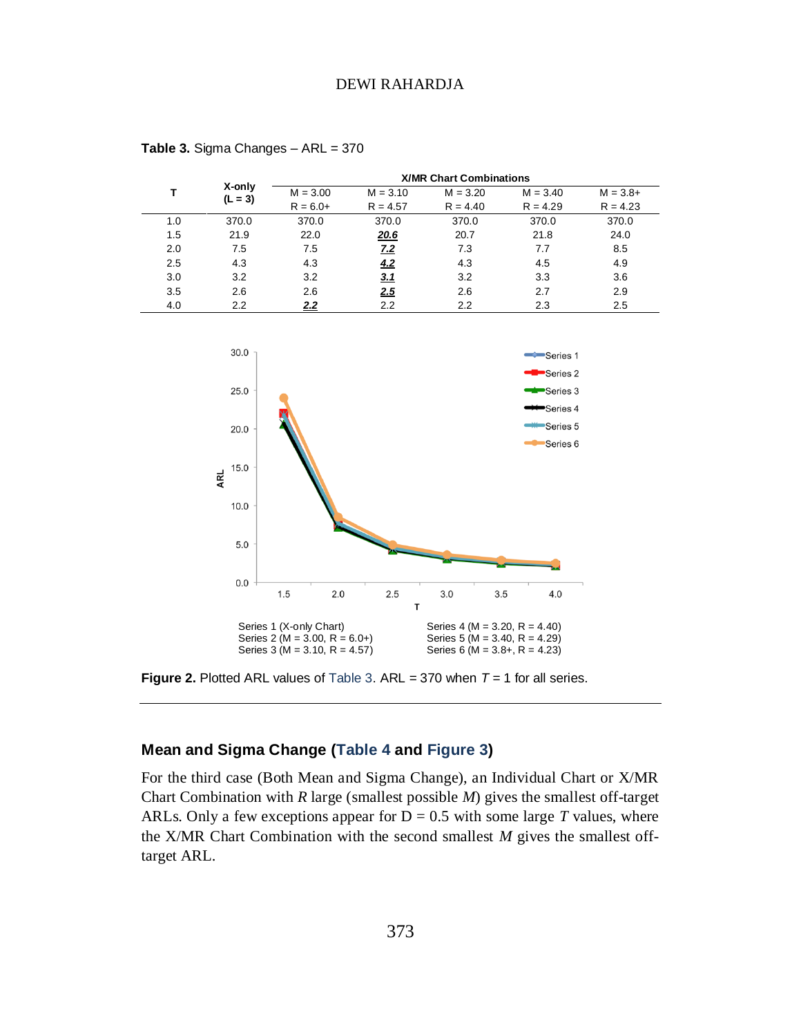**Table 3.** Sigma Changes – ARL = 370

| T | X-only (L = 3) | X/MR Chart Combinations M = 3.00 R = 6.0+ | M = 3.10 R = 4.57 | M = 3.20 R = 4.40 | M = 3.40 R = 4.29 | M = 3.8+ R = 4.23 |
|---|---|---|---|---|---|---|
| 1.0 | 370.0 | 370.0 | 370.0 | 370.0 | 370.0 | 370.0 |
| 1.5 | 21.9 | 22.0 | ***20.6*** | 20.7 | 21.8 | 24.0 |
| 2.0 | 7.5 | 7.5 | ***7.2*** | 7.3 | 7.7 | 8.5 |
| 2.5 | 4.3 | 4.3 | ***4.2*** | 4.3 | 4.5 | 4.9 |
| 3.0 | 3.2 | 3.2 | ***3.1*** | 3.2 | 3.3 | 3.6 |
| 3.5 | 2.6 | 2.6 | ***2.5*** | 2.6 | 2.7 | 2.9 |
| 4.0 | 2.2 | ***2.2*** | 2.2 | 2.2 | 2.3 | 2.5 |

Series 1 (X-only Chart)
Series 2 (M = 3.00, R = 6.0+)
Series 3 (M = 3.10, R = 4.57)
Series 4 (M = 3.20, R = 4.40)
Series 5 (M = 3.40, R = 4.29)
Series 6 (M = 3.8+, R = 4.23)

**Figure 2.** Plotted ARL values of Table 3. ARL = 370 when $T = 1$ for all series.

## Mean and Sigma Change (Table 4 and Figure 3)

For the third case (Both Mean and Sigma Change), an Individual Chart or X/MR Chart Combination with $R$ large (smallest possible $M$) gives the smallest off-target ARLs. Only a few exceptions appear for D = 0.5 with some large $T$ values, where the X/MR Chart Combination with the second smallest $M$ gives the smallest off-target ARL.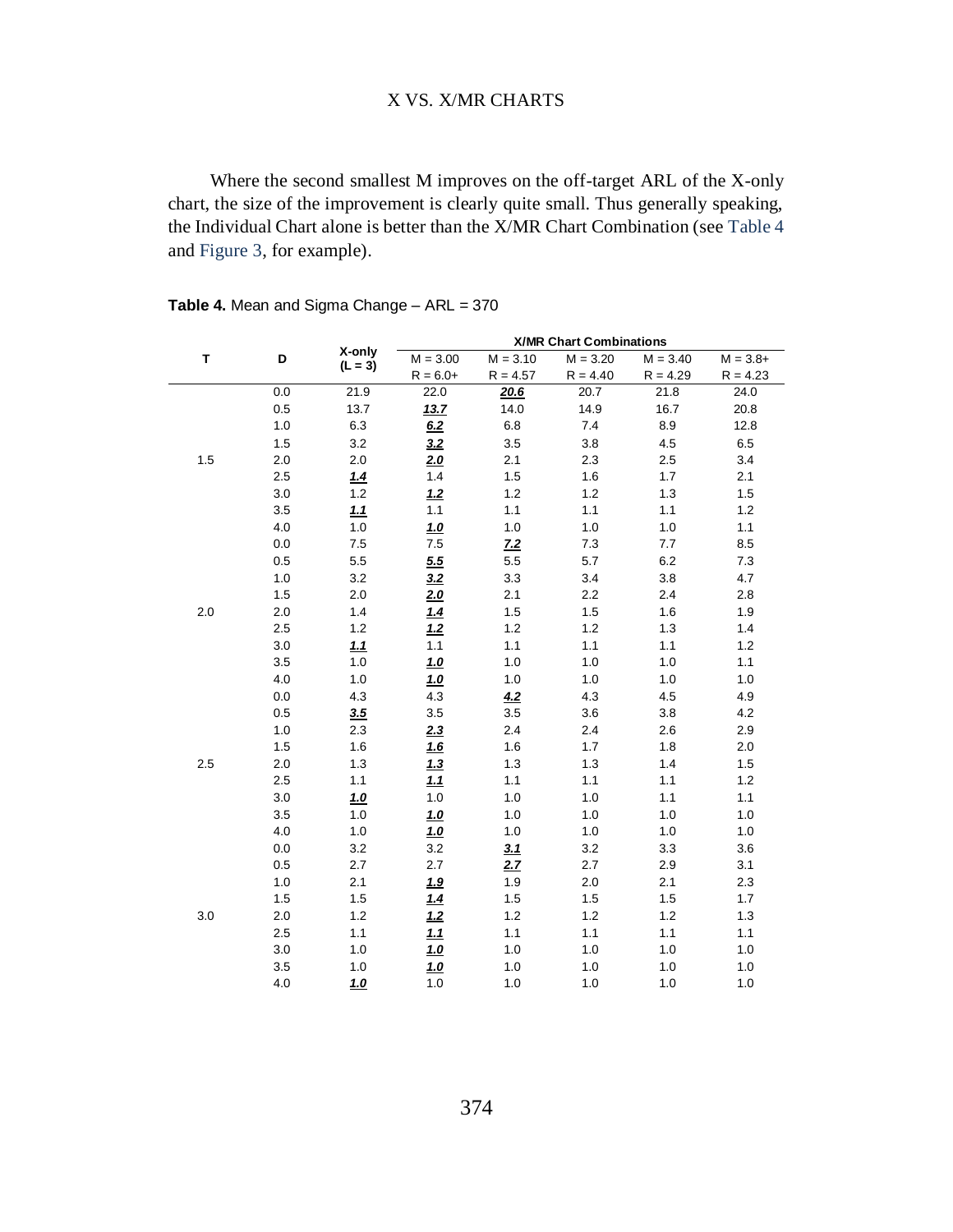Where the second smallest M improves on the off-target ARL of the X-only chart, the size of the improvement is clearly quite small. Thus generally speaking, the Individual Chart alone is better than the X/MR Chart Combination (see Table 4 and Figure 3, for example).

**Table 4.** Mean and Sigma Change – ARL = 370

| T | D | X-only (L = 3) | X/MR Chart Combinations | | | | |
|---|---|---|---|---|---|---|---|
| | | | M = 3.00 R = 6.0+ | M = 3.10 R = 4.57 | M = 3.20 R = 4.40 | M = 3.40 R = 4.29 | M = 3.8+ R = 4.23 |
| | 0.0 | 21.9 | 22.0 | ***20.6*** | 20.7 | 21.8 | 24.0 |
| | 0.5 | 13.7 | ***13.7*** | 14.0 | 14.9 | 16.7 | 20.8 |
| | 1.0 | 6.3 | ***6.2*** | 6.8 | 7.4 | 8.9 | 12.8 |
| | 1.5 | 3.2 | ***3.2*** | 3.5 | 3.8 | 4.5 | 6.5 |
| 1.5 | 2.0 | 2.0 | ***2.0*** | 2.1 | 2.3 | 2.5 | 3.4 |
| | 2.5 | ***1.4*** | 1.4 | 1.5 | 1.6 | 1.7 | 2.1 |
| | 3.0 | 1.2 | ***1.2*** | 1.2 | 1.2 | 1.3 | 1.5 |
| | 3.5 | ***1.1*** | 1.1 | 1.1 | 1.1 | 1.1 | 1.2 |
| | 4.0 | 1.0 | ***1.0*** | 1.0 | 1.0 | 1.0 | 1.1 |
| | 0.0 | 7.5 | 7.5 | ***7.2*** | 7.3 | 7.7 | 8.5 |
| | 0.5 | 5.5 | ***5.5*** | 5.5 | 5.7 | 6.2 | 7.3 |
| | 1.0 | 3.2 | ***3.2*** | 3.3 | 3.4 | 3.8 | 4.7 |
| | 1.5 | 2.0 | ***2.0*** | 2.1 | 2.2 | 2.4 | 2.8 |
| 2.0 | 2.0 | 1.4 | ***1.4*** | 1.5 | 1.5 | 1.6 | 1.9 |
| | 2.5 | 1.2 | ***1.2*** | 1.2 | 1.2 | 1.3 | 1.4 |
| | 3.0 | ***1.1*** | 1.1 | 1.1 | 1.1 | 1.1 | 1.2 |
| | 3.5 | 1.0 | ***1.0*** | 1.0 | 1.0 | 1.0 | 1.1 |
| | 4.0 | 1.0 | ***1.0*** | 1.0 | 1.0 | 1.0 | 1.0 |
| | 0.0 | 4.3 | 4.3 | ***4.2*** | 4.3 | 4.5 | 4.9 |
| | 0.5 | ***3.5*** | 3.5 | 3.5 | 3.6 | 3.8 | 4.2 |
| | 1.0 | 2.3 | ***2.3*** | 2.4 | 2.4 | 2.6 | 2.9 |
| | 1.5 | 1.6 | ***1.6*** | 1.6 | 1.7 | 1.8 | 2.0 |
| 2.5 | 2.0 | 1.3 | ***1.3*** | 1.3 | 1.3 | 1.4 | 1.5 |
| | 2.5 | 1.1 | ***1.1*** | 1.1 | 1.1 | 1.1 | 1.2 |
| | 3.0 | ***1.0*** | 1.0 | 1.0 | 1.0 | 1.1 | 1.1 |
| | 3.5 | 1.0 | ***1.0*** | 1.0 | 1.0 | 1.0 | 1.0 |
| | 4.0 | 1.0 | ***1.0*** | 1.0 | 1.0 | 1.0 | 1.0 |
| | 0.0 | 3.2 | 3.2 | ***3.1*** | 3.2 | 3.3 | 3.6 |
| | 0.5 | 2.7 | 2.7 | ***2.7*** | 2.7 | 2.9 | 3.1 |
| | 1.0 | 2.1 | ***1.9*** | 1.9 | 2.0 | 2.1 | 2.3 |
| | 1.5 | 1.5 | ***1.4*** | 1.5 | 1.5 | 1.5 | 1.7 |
| 3.0 | 2.0 | 1.2 | ***1.2*** | 1.2 | 1.2 | 1.2 | 1.3 |
| | 2.5 | 1.1 | ***1.1*** | 1.1 | 1.1 | 1.1 | 1.1 |
| | 3.0 | 1.0 | ***1.0*** | 1.0 | 1.0 | 1.0 | 1.0 |
| | 3.5 | 1.0 | ***1.0*** | 1.0 | 1.0 | 1.0 | 1.0 |
| | 4.0 | ***1.0*** | 1.0 | 1.0 | 1.0 | 1.0 | 1.0 |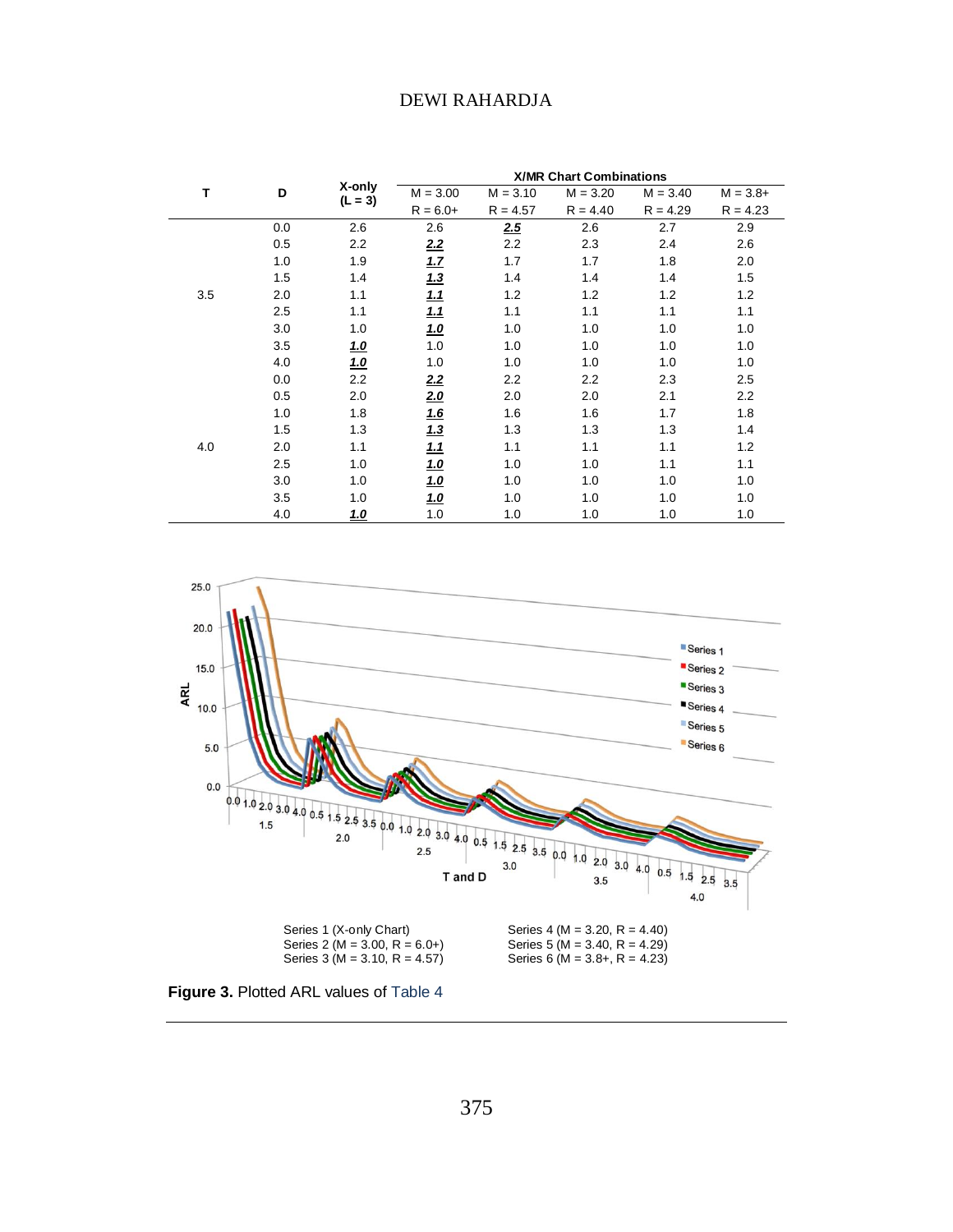| T | D | X-only (L = 3) | X/MR Chart Combinations | | | | |
|---|---|---|---|---|---|---|---|
| | | | M = 3.00 | M = 3.10 | M = 3.20 | M = 3.40 | M = 3.8+ |
| | | | R = 6.0+ | R = 4.57 | R = 4.40 | R = 4.29 | R = 4.23 |
| 3.5 | 0.0 | 2.6 | 2.6 | ***2.5*** | 2.6 | 2.7 | 2.9 |
| | 0.5 | 2.2 | ***2.2*** | 2.2 | 2.3 | 2.4 | 2.6 |
| | 1.0 | 1.9 | ***1.7*** | 1.7 | 1.7 | 1.8 | 2.0 |
| | 1.5 | 1.4 | ***1.3*** | 1.4 | 1.4 | 1.4 | 1.5 |
| | 2.0 | 1.1 | ***1.1*** | 1.2 | 1.2 | 1.2 | 1.2 |
| | 2.5 | 1.1 | ***1.1*** | 1.1 | 1.1 | 1.1 | 1.1 |
| | 3.0 | 1.0 | ***1.0*** | 1.0 | 1.0 | 1.0 | 1.0 |
| | 3.5 | ***1.0*** | 1.0 | 1.0 | 1.0 | 1.0 | 1.0 |
| | 4.0 | ***1.0*** | 1.0 | 1.0 | 1.0 | 1.0 | 1.0 |
| 4.0 | 0.0 | 2.2 | ***2.2*** | 2.2 | 2.2 | 2.3 | 2.5 |
| | 0.5 | 2.0 | ***2.0*** | 2.0 | 2.0 | 2.1 | 2.2 |
| | 1.0 | 1.8 | ***1.6*** | 1.6 | 1.6 | 1.7 | 1.8 |
| | 1.5 | 1.3 | ***1.3*** | 1.3 | 1.3 | 1.3 | 1.4 |
| | 2.0 | 1.1 | ***1.1*** | 1.1 | 1.1 | 1.1 | 1.2 |
| | 2.5 | 1.0 | ***1.0*** | 1.0 | 1.0 | 1.1 | 1.1 |
| | 3.0 | 1.0 | ***1.0*** | 1.0 | 1.0 | 1.0 | 1.0 |
| | 3.5 | 1.0 | ***1.0*** | 1.0 | 1.0 | 1.0 | 1.0 |
| | 4.0 | ***1.0*** | 1.0 | 1.0 | 1.0 | 1.0 | 1.0 |

Series 1 (X-only Chart)
Series 2 (M = 3.00, R = 6.0+)
Series 3 (M = 3.10, R = 4.57)
Series 4 (M = 3.20, R = 4.40)
Series 5 (M = 3.40, R = 4.29)
Series 6 (M = 3.8+, R = 4.23)

**Figure 3.** Plotted ARL values of Table 4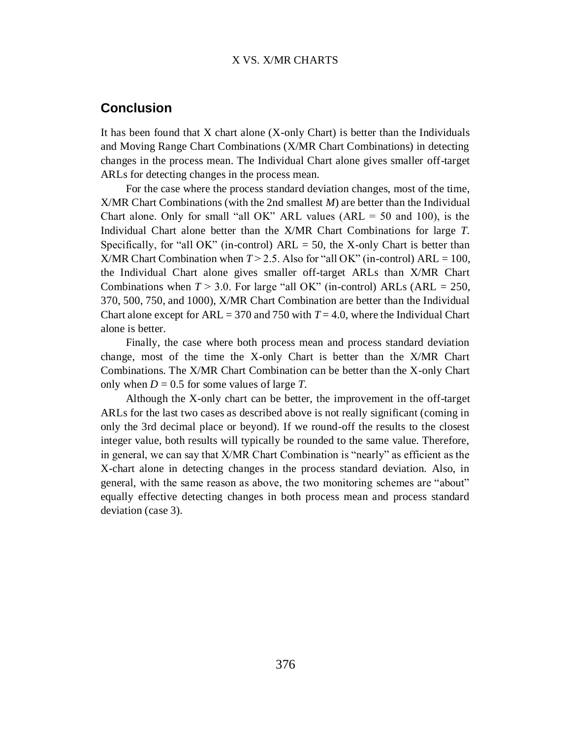## Conclusion

It has been found that X chart alone (X-only Chart) is better than the Individuals and Moving Range Chart Combinations (X/MR Chart Combinations) in detecting changes in the process mean. The Individual Chart alone gives smaller off-target ARLs for detecting changes in the process mean.

For the case where the process standard deviation changes, most of the time, X/MR Chart Combinations (with the 2nd smallest $M$) are better than the Individual Chart alone. Only for small "all OK" ARL values (ARL = 50 and 100), is the Individual Chart alone better than the X/MR Chart Combinations for large $T$. Specifically, for "all OK" (in-control) ARL = 50, the X-only Chart is better than X/MR Chart Combination when $T > 2.5$. Also for "all OK" (in-control) ARL = 100, the Individual Chart alone gives smaller off-target ARLs than X/MR Chart Combinations when $T > 3.0$. For large "all OK" (in-control) ARLs (ARL = 250, 370, 500, 750, and 1000), X/MR Chart Combination are better than the Individual Chart alone except for ARL = 370 and 750 with $T = 4.0$, where the Individual Chart alone is better.

Finally, the case where both process mean and process standard deviation change, most of the time the X-only Chart is better than the X/MR Chart Combinations. The X/MR Chart Combination can be better than the X-only Chart only when $D = 0.5$ for some values of large $T$.

Although the X-only chart can be better, the improvement in the off-target ARLs for the last two cases as described above is not really significant (coming in only the 3rd decimal place or beyond). If we round-off the results to the closest integer value, both results will typically be rounded to the same value. Therefore, in general, we can say that X/MR Chart Combination is "nearly" as efficient as the X-chart alone in detecting changes in the process standard deviation. Also, in general, with the same reason as above, the two monitoring schemes are "about" equally effective detecting changes in both process mean and process standard deviation (case 3).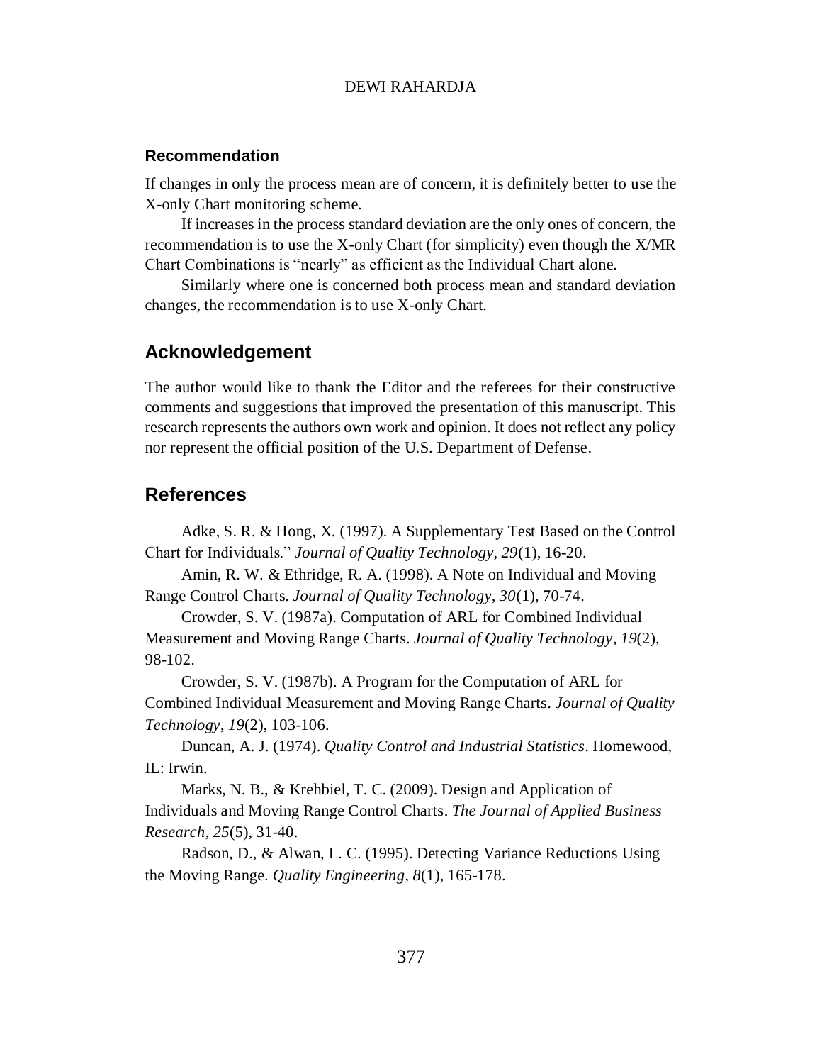### Recommendation

If changes in only the process mean are of concern, it is definitely better to use the X-only Chart monitoring scheme.

If increases in the process standard deviation are the only ones of concern, the recommendation is to use the X-only Chart (for simplicity) even though the X/MR Chart Combinations is "nearly" as efficient as the Individual Chart alone.

Similarly where one is concerned both process mean and standard deviation changes, the recommendation is to use X-only Chart.

## Acknowledgement

The author would like to thank the Editor and the referees for their constructive comments and suggestions that improved the presentation of this manuscript. This research represents the authors own work and opinion. It does not reflect any policy nor represent the official position of the U.S. Department of Defense.

## References

Adke, S. R. & Hong, X. (1997). A Supplementary Test Based on the Control Chart for Individuals." *Journal of Quality Technology, 29*(1), 16-20.

Amin, R. W. & Ethridge, R. A. (1998). A Note on Individual and Moving Range Control Charts. *Journal of Quality Technology, 30*(1), 70-74.

Crowder, S. V. (1987a). Computation of ARL for Combined Individual Measurement and Moving Range Charts. *Journal of Quality Technology*, *19*(2), 98-102.

Crowder, S. V. (1987b). A Program for the Computation of ARL for Combined Individual Measurement and Moving Range Charts. *Journal of Quality Technology*, *19*(2), 103-106.

Duncan, A. J. (1974). *Quality Control and Industrial Statistics*. Homewood, IL: Irwin.

Marks, N. B., & Krehbiel, T. C. (2009). Design and Application of Individuals and Moving Range Control Charts. *The Journal of Applied Business Research*, *25*(5), 31-40.

Radson, D., & Alwan, L. C. (1995). Detecting Variance Reductions Using the Moving Range. *Quality Engineering*, *8*(1), 165-178.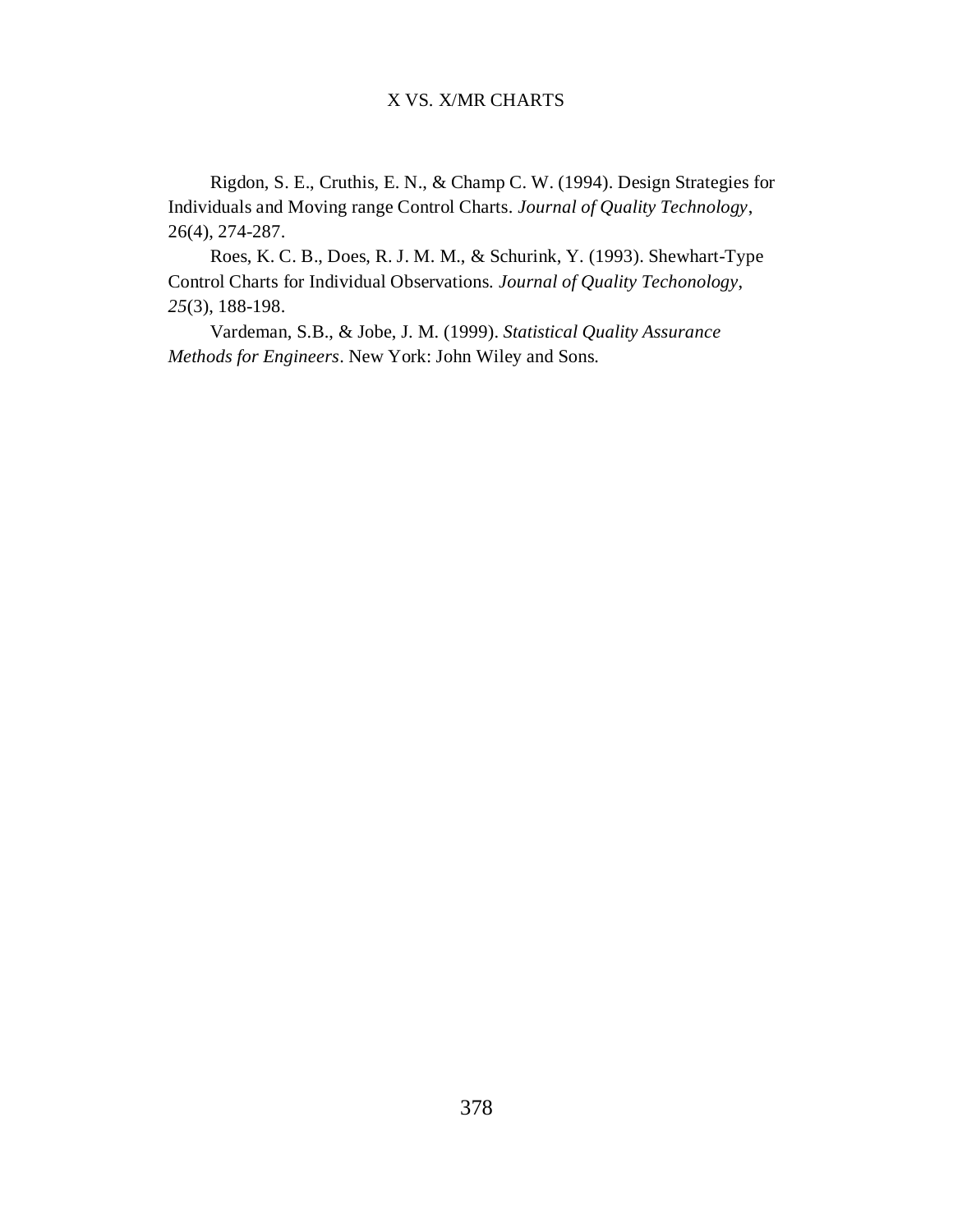Rigdon, S. E., Cruthis, E. N., & Champ C. W. (1994). Design Strategies for Individuals and Moving range Control Charts. *Journal of Quality Technology*, 26(4), 274-287.

Roes, K. C. B., Does, R. J. M. M., & Schurink, Y. (1993). Shewhart-Type Control Charts for Individual Observations. *Journal of Quality Techonology*, *25*(3), 188-198.

Vardeman, S.B., & Jobe, J. M. (1999). *Statistical Quality Assurance Methods for Engineers*. New York: John Wiley and Sons.